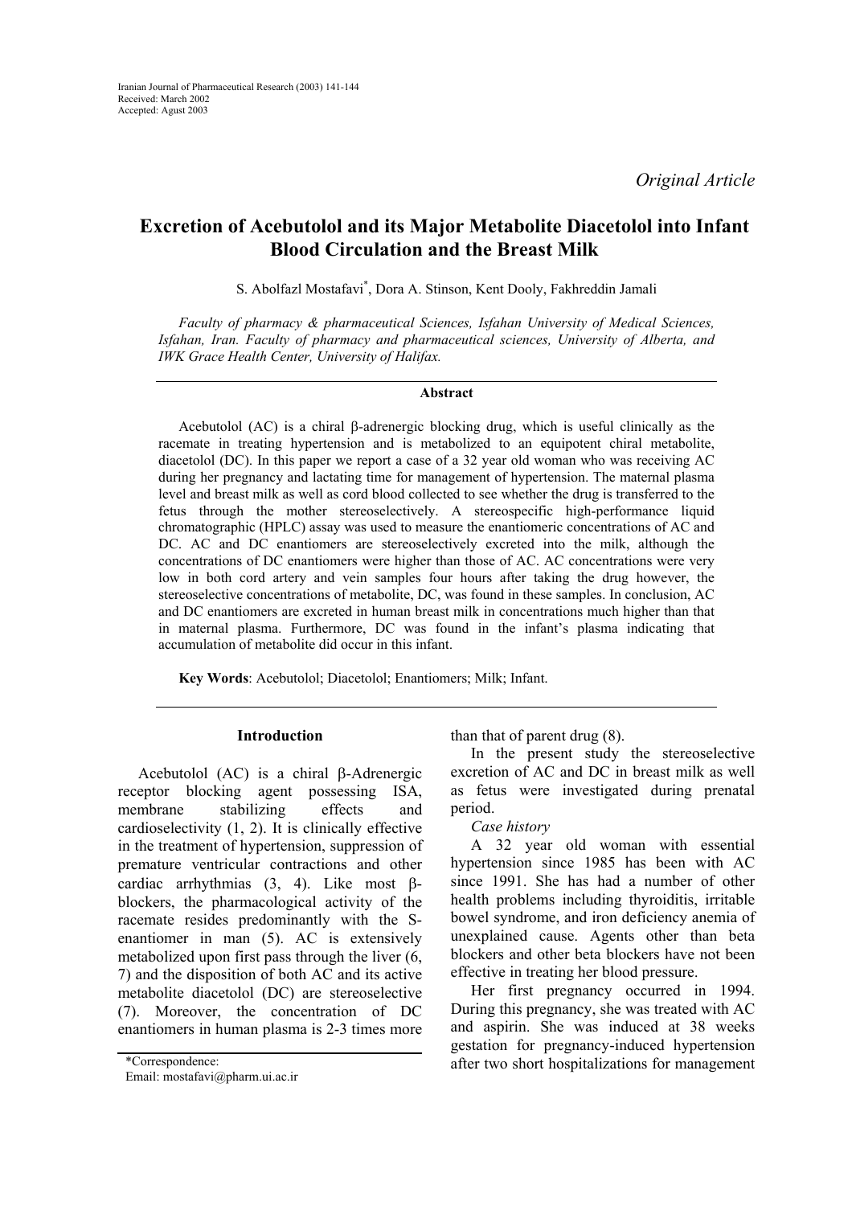*Original Article*

# Excretion of Acebutolol and its Major Metabolite Diacetolol into Infant Blood Circulation and the Breast Milk

S. Abolfazl Mostafavi*, Dora A. Stinson, Kent Dooly, Fakhreddin Jamali

*Faculty of pharmacy & pharmaceutical Sciences, Isfahan University of Medical Sciences, Isfahan, Iran. Faculty of pharmacy and pharmaceutical sciences, University of Alberta, and IWK Grace Health Center, University of Halifax.*

## Abstract

Acebutolol (AC) is a chiral β-adrenergic blocking drug, which is useful clinically as the racemate in treating hypertension and is metabolized to an equipotent chiral metabolite, diacetolol (DC). In this paper we report a case of a 32 year old woman who was receiving AC during her pregnancy and lactating time for management of hypertension. The maternal plasma level and breast milk as well as cord blood collected to see whether the drug is transferred to the fetus through the mother stereoselectively. A stereospecific high-performance liquid chromatographic (HPLC) assay was used to measure the enantiomeric concentrations of AC and DC. AC and DC enantiomers are stereoselectively excreted into the milk, although the concentrations of DC enantiomers were higher than those of AC. AC concentrations were very low in both cord artery and vein samples four hours after taking the drug however, the stereoselective concentrations of metabolite, DC, was found in these samples. In conclusion, AC and DC enantiomers are excreted in human breast milk in concentrations much higher than that in maternal plasma. Furthermore, DC was found in the infant's plasma indicating that accumulation of metabolite did occur in this infant.

**Key Words**: Acebutolol; Diacetolol; Enantiomers; Milk; Infant.

## Introduction

Acebutolol (AC) is a chiral β-Adrenergic receptor blocking agent possessing ISA, membrane stabilizing effects and cardioselectivity (1, 2). It is clinically effective in the treatment of hypertension, suppression of premature ventricular contractions and other cardiac arrhythmias (3, 4). Like most β-blockers, the pharmacological activity of the racemate resides predominantly with the S-enantiomer in man (5). AC is extensively metabolized upon first pass through the liver (6, 7) and the disposition of both AC and its active metabolite diacetolol (DC) are stereoselective (7). Moreover, the concentration of DC enantiomers in human plasma is 2-3 times more than that of parent drug (8).

In the present study the stereoselective excretion of AC and DC in breast milk as well as fetus were investigated during prenatal period.

*Case history*

A 32 year old woman with essential hypertension since 1985 has been with AC since 1991. She has had a number of other health problems including thyroiditis, irritable bowel syndrome, and iron deficiency anemia of unexplained cause. Agents other than beta blockers and other beta blockers have not been effective in treating her blood pressure.

Her first pregnancy occurred in 1994. During this pregnancy, she was treated with AC and aspirin. She was induced at 38 weeks gestation for pregnancy-induced hypertension after two short hospitalizations for management

*Correspondence:
Email: mostafavi@pharm.ui.ac.ir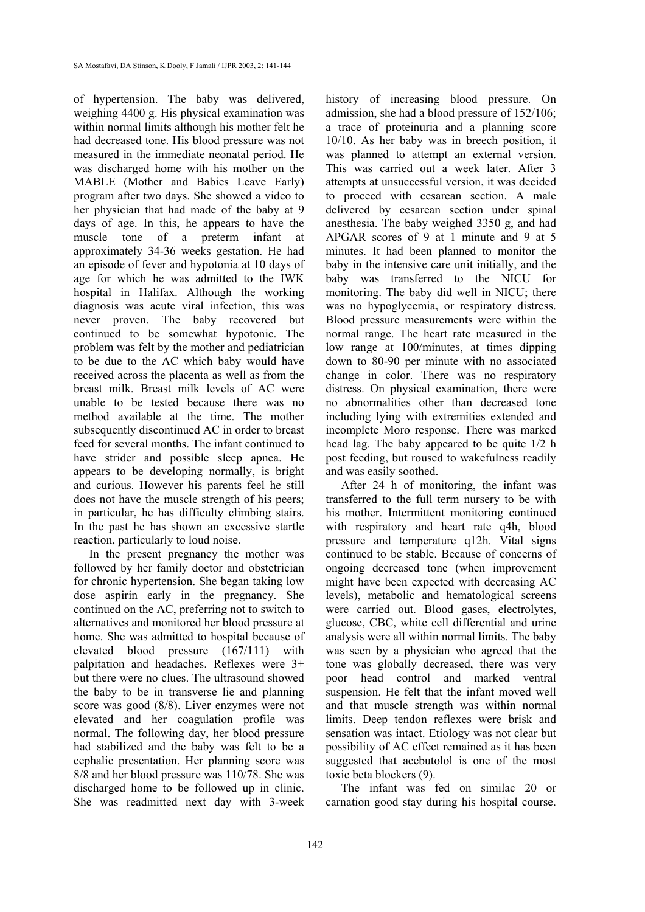of hypertension. The baby was delivered, weighing 4400 g. His physical examination was within normal limits although his mother felt he had decreased tone. His blood pressure was not measured in the immediate neonatal period. He was discharged home with his mother on the MABLE (Mother and Babies Leave Early) program after two days. She showed a video to her physician that had made of the baby at 9 days of age. In this, he appears to have the muscle tone of a preterm infant at approximately 34-36 weeks gestation. He had an episode of fever and hypotonia at 10 days of age for which he was admitted to the IWK hospital in Halifax. Although the working diagnosis was acute viral infection, this was never proven. The baby recovered but continued to be somewhat hypotonic. The problem was felt by the mother and pediatrician to be due to the AC which baby would have received across the placenta as well as from the breast milk. Breast milk levels of AC were unable to be tested because there was no method available at the time. The mother subsequently discontinued AC in order to breast feed for several months. The infant continued to have strider and possible sleep apnea. He appears to be developing normally, is bright and curious. However his parents feel he still does not have the muscle strength of his peers; in particular, he has difficulty climbing stairs. In the past he has shown an excessive startle reaction, particularly to loud noise.

In the present pregnancy the mother was followed by her family doctor and obstetrician for chronic hypertension. She began taking low dose aspirin early in the pregnancy. She continued on the AC, preferring not to switch to alternatives and monitored her blood pressure at home. She was admitted to hospital because of elevated blood pressure (167/111) with palpitation and headaches. Reflexes were 3+ but there were no clues. The ultrasound showed the baby to be in transverse lie and planning score was good (8/8). Liver enzymes were not elevated and her coagulation profile was normal. The following day, her blood pressure had stabilized and the baby was felt to be a cephalic presentation. Her planning score was 8/8 and her blood pressure was 110/78. She was discharged home to be followed up in clinic. She was readmitted next day with 3-week history of increasing blood pressure. On admission, she had a blood pressure of 152/106; a trace of proteinuria and a planning score 10/10. As her baby was in breech position, it was planned to attempt an external version. This was carried out a week later. After 3 attempts at unsuccessful version, it was decided to proceed with cesarean section. A male delivered by cesarean section under spinal anesthesia. The baby weighed 3350 g, and had APGAR scores of 9 at 1 minute and 9 at 5 minutes. It had been planned to monitor the baby in the intensive care unit initially, and the baby was transferred to the NICU for monitoring. The baby did well in NICU; there was no hypoglycemia, or respiratory distress. Blood pressure measurements were within the normal range. The heart rate measured in the low range at 100/minutes, at times dipping down to 80-90 per minute with no associated change in color. There was no respiratory distress. On physical examination, there were no abnormalities other than decreased tone including lying with extremities extended and incomplete Moro response. There was marked head lag. The baby appeared to be quite 1/2 h post feeding, but roused to wakefulness readily and was easily soothed.

After 24 h of monitoring, the infant was transferred to the full term nursery to be with his mother. Intermittent monitoring continued with respiratory and heart rate q4h, blood pressure and temperature q12h. Vital signs continued to be stable. Because of concerns of ongoing decreased tone (when improvement might have been expected with decreasing AC levels), metabolic and hematological screens were carried out. Blood gases, electrolytes, glucose, CBC, white cell differential and urine analysis were all within normal limits. The baby was seen by a physician who agreed that the tone was globally decreased, there was very poor head control and marked ventral suspension. He felt that the infant moved well and that muscle strength was within normal limits. Deep tendon reflexes were brisk and sensation was intact. Etiology was not clear but possibility of AC effect remained as it has been suggested that acebutolol is one of the most toxic beta blockers (9).

The infant was fed on similac 20 or carnation good stay during his hospital course.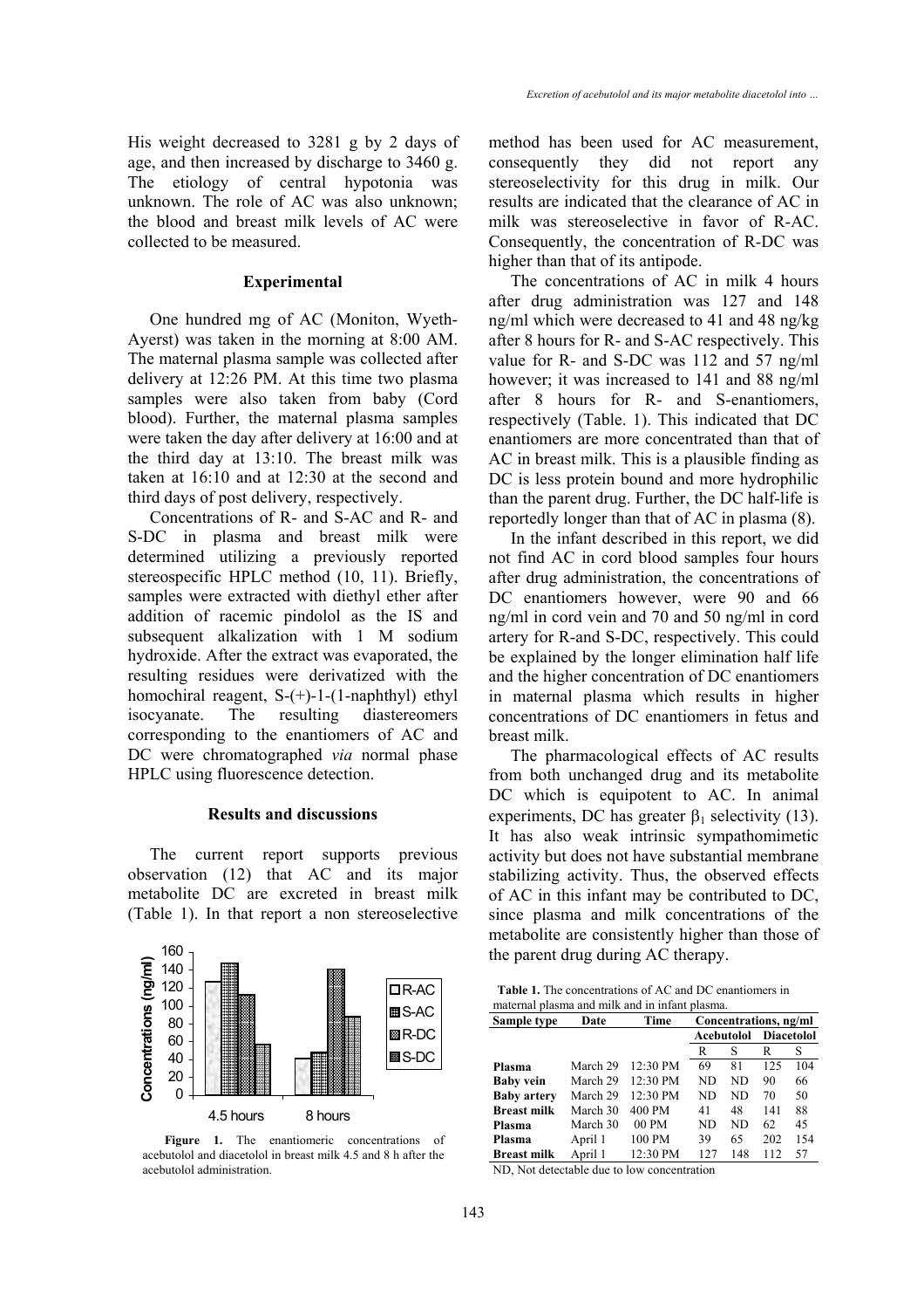His weight decreased to 3281 g by 2 days of age, and then increased by discharge to 3460 g. The etiology of central hypotonia was unknown. The role of AC was also unknown; the blood and breast milk levels of AC were collected to be measured.

## Experimental

One hundred mg of AC (Moniton, Wyeth-Ayerst) was taken in the morning at 8:00 AM. The maternal plasma sample was collected after delivery at 12:26 PM. At this time two plasma samples were also taken from baby (Cord blood). Further, the maternal plasma samples were taken the day after delivery at 16:00 and at the third day at 13:10. The breast milk was taken at 16:10 and at 12:30 at the second and third days of post delivery, respectively.

Concentrations of R- and S-AC and R- and S-DC in plasma and breast milk were determined utilizing a previously reported stereospecific HPLC method (10, 11). Briefly, samples were extracted with diethyl ether after addition of racemic pindolol as the IS and subsequent alkalization with 1 M sodium hydroxide. After the extract was evaporated, the resulting residues were derivatized with the homochiral reagent, S-(+)-1-(1-naphthyl) ethyl isocyanate. The resulting diastereomers corresponding to the enantiomers of AC and DC were chromatographed *via* normal phase HPLC using fluorescence detection.

## Results and discussions

The current report supports previous observation (12) that AC and its major metabolite DC are excreted in breast milk (Table 1). In that report a non stereoselective method has been used for AC measurement, consequently they did not report any stereoselectivity for this drug in milk. Our results are indicated that the clearance of AC in milk was stereoselective in favor of R-AC. Consequently, the concentration of R-DC was higher than that of its antipode.

**Figure 1.** The enantiomeric concentrations of acebutolol and diacetolol in breast milk 4.5 and 8 h after the acebutolol administration.

The concentrations of AC in milk 4 hours after drug administration was 127 and 148 ng/ml which were decreased to 41 and 48 ng/kg after 8 hours for R- and S-AC respectively. This value for R- and S-DC was 112 and 57 ng/ml however; it was increased to 141 and 88 ng/ml after 8 hours for R- and S-enantiomers, respectively (Table. 1). This indicated that DC enantiomers are more concentrated than that of AC in breast milk. This is a plausible finding as DC is less protein bound and more hydrophilic than the parent drug. Further, the DC half-life is reportedly longer than that of AC in plasma (8).

In the infant described in this report, we did not find AC in cord blood samples four hours after drug administration, the concentrations of DC enantiomers however, were 90 and 66 ng/ml in cord vein and 70 and 50 ng/ml in cord artery for R-and S-DC, respectively. This could be explained by the longer elimination half life and the higher concentration of DC enantiomers in maternal plasma which results in higher concentrations of DC enantiomers in fetus and breast milk.

The pharmacological effects of AC results from both unchanged drug and its metabolite DC which is equipotent to AC. In animal experiments, DC has greater $\beta_1$ selectivity (13). It has also weak intrinsic sympathomimetic activity but does not have substantial membrane stabilizing activity. Thus, the observed effects of AC in this infant may be contributed to DC, since plasma and milk concentrations of the metabolite are consistently higher than those of the parent drug during AC therapy.

**Table 1.** The concentrations of AC and DC enantiomers in maternal plasma and milk and in infant plasma.

| Sample type | Date | Time | Concentrations, ng/ml | | | |
|---|---|---|---|---|---|---|
| | | | Acebutolol | | Diacetolol | |
| | | | R | S | R | S |
| **Plasma** | March 29 | 12:30 PM | 69 | 81 | 125 | 104 |
| **Baby vein** | March 29 | 12:30 PM | ND | ND | 90 | 66 |
| **Baby artery** | March 29 | 12:30 PM | ND | ND | 70 | 50 |
| **Breast milk** | March 30 | 400 PM | 41 | 48 | 141 | 88 |
| **Plasma** | March 30 | 00 PM | ND | ND | 62 | 45 |
| **Plasma** | April 1 | 100 PM | 39 | 65 | 202 | 154 |
| **Breast milk** | April 1 | 12:30 PM | 127 | 148 | 112 | 57 |

ND, Not detectable due to low concentration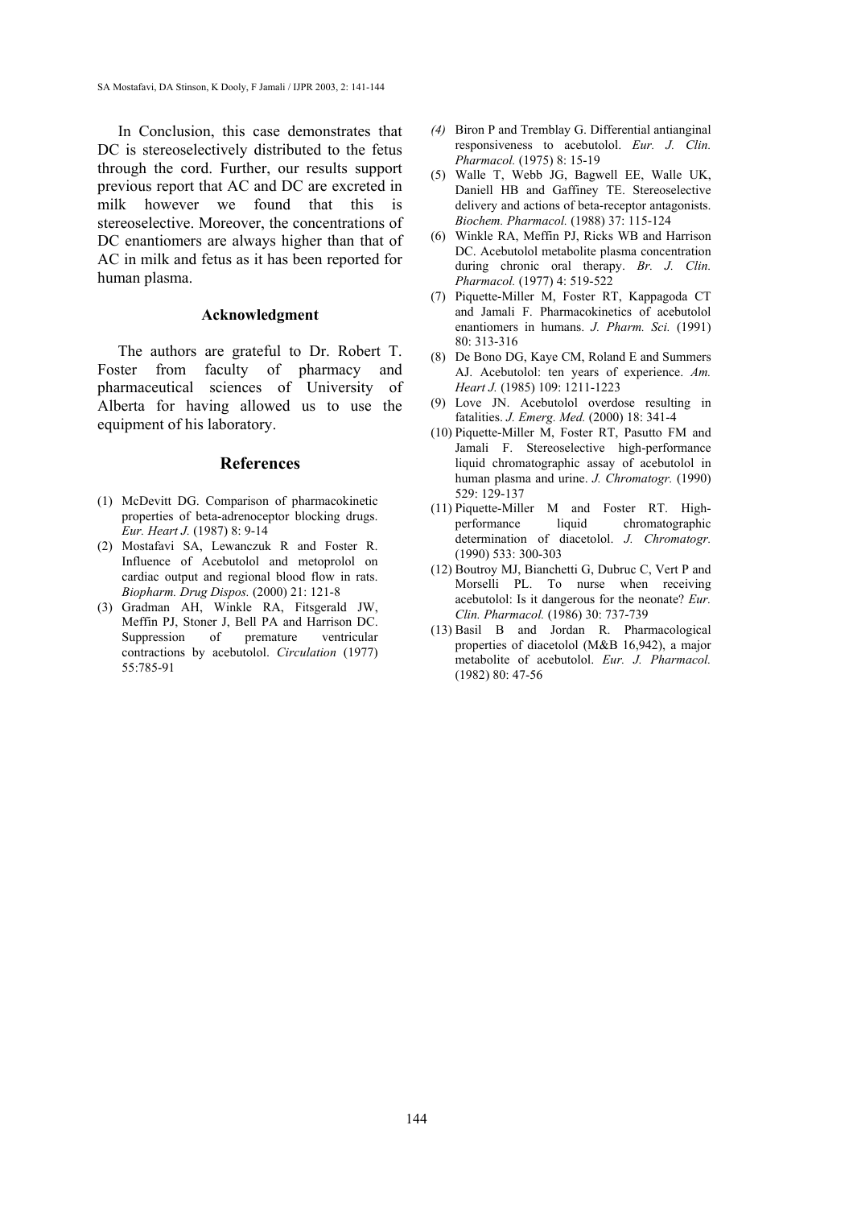In Conclusion, this case demonstrates that DC is stereoselectively distributed to the fetus through the cord. Further, our results support previous report that AC and DC are excreted in milk however we found that this is stereoselective. Moreover, the concentrations of DC enantiomers are always higher than that of AC in milk and fetus as it has been reported for human plasma.

### Acknowledgment

The authors are grateful to Dr. Robert T. Foster from faculty of pharmacy and pharmaceutical sciences of University of Alberta for having allowed us to use the equipment of his laboratory.

## References

(1) McDevitt DG. Comparison of pharmacokinetic properties of beta-adrenoceptor blocking drugs. *Eur. Heart J.* (1987) 8: 9-14

(2) Mostafavi SA, Lewanczuk R and Foster R. Influence of Acebutolol and metoprolol on cardiac output and regional blood flow in rats. *Biopharm. Drug Dispos.* (2000) 21: 121-8

(3) Gradman AH, Winkle RA, Fitsgerald JW, Meffin PJ, Stoner J, Bell PA and Harrison DC. Suppression of premature ventricular contractions by acebutolol. *Circulation* (1977) 55:785-91

*(4)* Biron P and Tremblay G. Differential antianginal responsiveness to acebutolol. *Eur. J. Clin. Pharmacol.* (1975) 8: 15-19

(5) Walle T, Webb JG, Bagwell EE, Walle UK, Daniell HB and Gaffiney TE. Stereoselective delivery and actions of beta-receptor antagonists. *Biochem. Pharmacol.* (1988) 37: 115-124

(6) Winkle RA, Meffin PJ, Ricks WB and Harrison DC. Acebutolol metabolite plasma concentration during chronic oral therapy. *Br. J. Clin. Pharmacol.* (1977) 4: 519-522

(7) Piquette-Miller M, Foster RT, Kappagoda CT and Jamali F. Pharmacokinetics of acebutolol enantiomers in humans. *J. Pharm. Sci.* (1991) 80: 313-316

(8) De Bono DG, Kaye CM, Roland E and Summers AJ. Acebutolol: ten years of experience. *Am. Heart J.* (1985) 109: 1211-1223

(9) Love JN. Acebutolol overdose resulting in fatalities. *J. Emerg. Med.* (2000) 18: 341-4

(10) Piquette-Miller M, Foster RT, Pasutto FM and Jamali F. Stereoselective high-performance liquid chromatographic assay of acebutolol in human plasma and urine. *J. Chromatogr.* (1990) 529: 129-137

(11) Piquette-Miller M and Foster RT. High-performance liquid chromatographic determination of diacetolol. *J. Chromatogr.* (1990) 533: 300-303

(12) Boutroy MJ, Bianchetti G, Dubruc C, Vert P and Morselli PL. To nurse when receiving acebutolol: Is it dangerous for the neonate? *Eur. Clin. Pharmacol.* (1986) 30: 737-739

(13) Basil B and Jordan R. Pharmacological properties of diacetolol (M&B 16,942), a major metabolite of acebutolol. *Eur. J. Pharmacol.* (1982) 80: 47-56